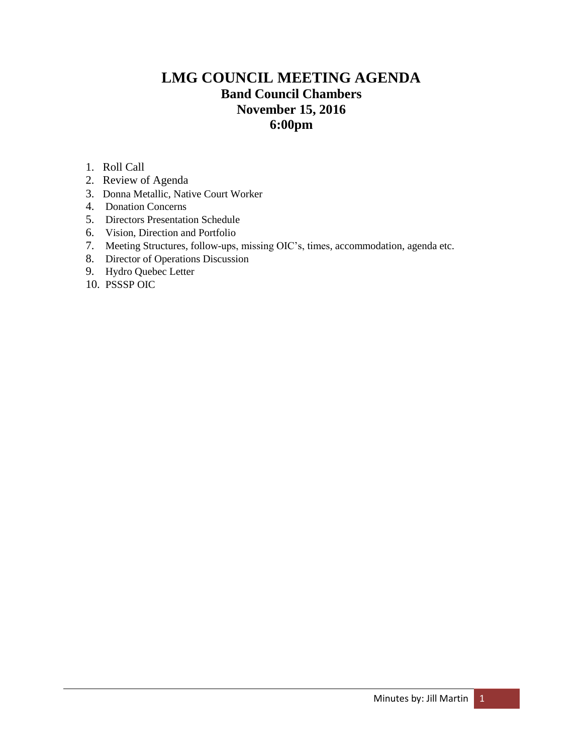# LMG COUNCIL MEETING AGENDA

## Band Council Chambers

## November 15, 2016

## 6:00pm

1. Roll Call
2. Review of Agenda
3. Donna Metallic, Native Court Worker
4. Donation Concerns
5. Directors Presentation Schedule
6. Vision, Direction and Portfolio
7. Meeting Structures, follow-ups, missing OIC's, times, accommodation, agenda etc.
8. Director of Operations Discussion
9. Hydro Quebec Letter
10. PSSSP OIC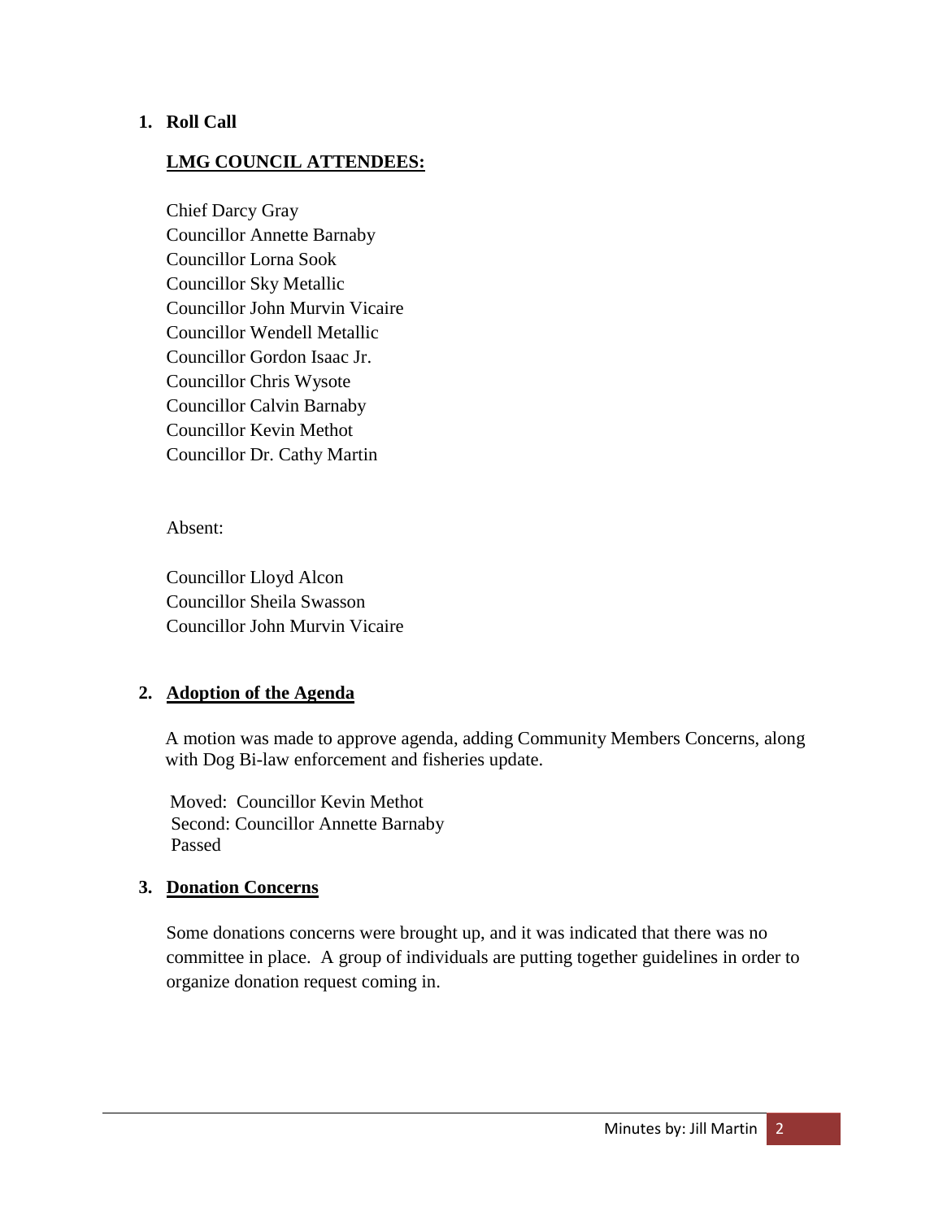1. **Roll Call**

   **LMG COUNCIL ATTENDEES:**

   Chief Darcy Gray
   Councillor Annette Barnaby
   Councillor Lorna Sook
   Councillor Sky Metallic
   Councillor John Murvin Vicaire
   Councillor Wendell Metallic
   Councillor Gordon Isaac Jr.
   Councillor Chris Wysote
   Councillor Calvin Barnaby
   Councillor Kevin Methot
   Councillor Dr. Cathy Martin

   Absent:

   Councillor Lloyd Alcon
   Councillor Sheila Swasson
   Councillor John Murvin Vicaire

2. **Adoption of the Agenda**

   A motion was made to approve agenda, adding Community Members Concerns, along with Dog Bi-law enforcement and fisheries update.

   Moved: Councillor Kevin Methot
   Second: Councillor Annette Barnaby
   Passed

3. **Donation Concerns**

   Some donations concerns were brought up, and it was indicated that there was no committee in place. A group of individuals are putting together guidelines in order to organize donation request coming in.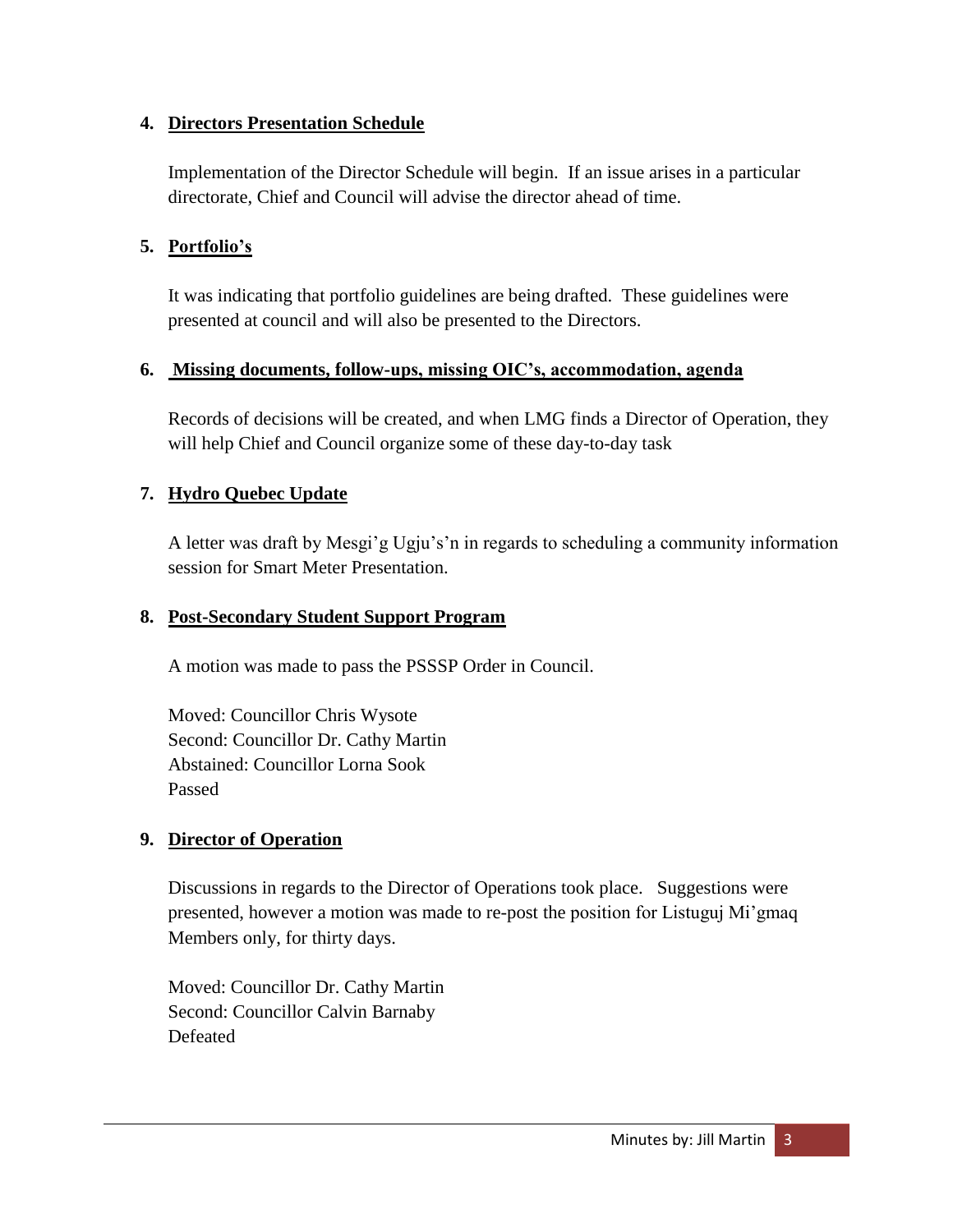4. **Directors Presentation Schedule**

   Implementation of the Director Schedule will begin. If an issue arises in a particular directorate, Chief and Council will advise the director ahead of time.

5. **Portfolio's**

   It was indicating that portfolio guidelines are being drafted. These guidelines were presented at council and will also be presented to the Directors.

6. **Missing documents, follow-ups, missing OIC's, accommodation, agenda**

   Records of decisions will be created, and when LMG finds a Director of Operation, they will help Chief and Council organize some of these day-to-day task

7. **Hydro Quebec Update**

   A letter was draft by Mesgi'g Ugju's'n in regards to scheduling a community information session for Smart Meter Presentation.

8. **Post-Secondary Student Support Program**

   A motion was made to pass the PSSSP Order in Council.

   Moved: Councillor Chris Wysote
   Second: Councillor Dr. Cathy Martin
   Abstained: Councillor Lorna Sook
   Passed

9. **Director of Operation**

   Discussions in regards to the Director of Operations took place. Suggestions were presented, however a motion was made to re-post the position for Listuguj Mi'gmaq Members only, for thirty days.

   Moved: Councillor Dr. Cathy Martin
   Second: Councillor Calvin Barnaby
   Defeated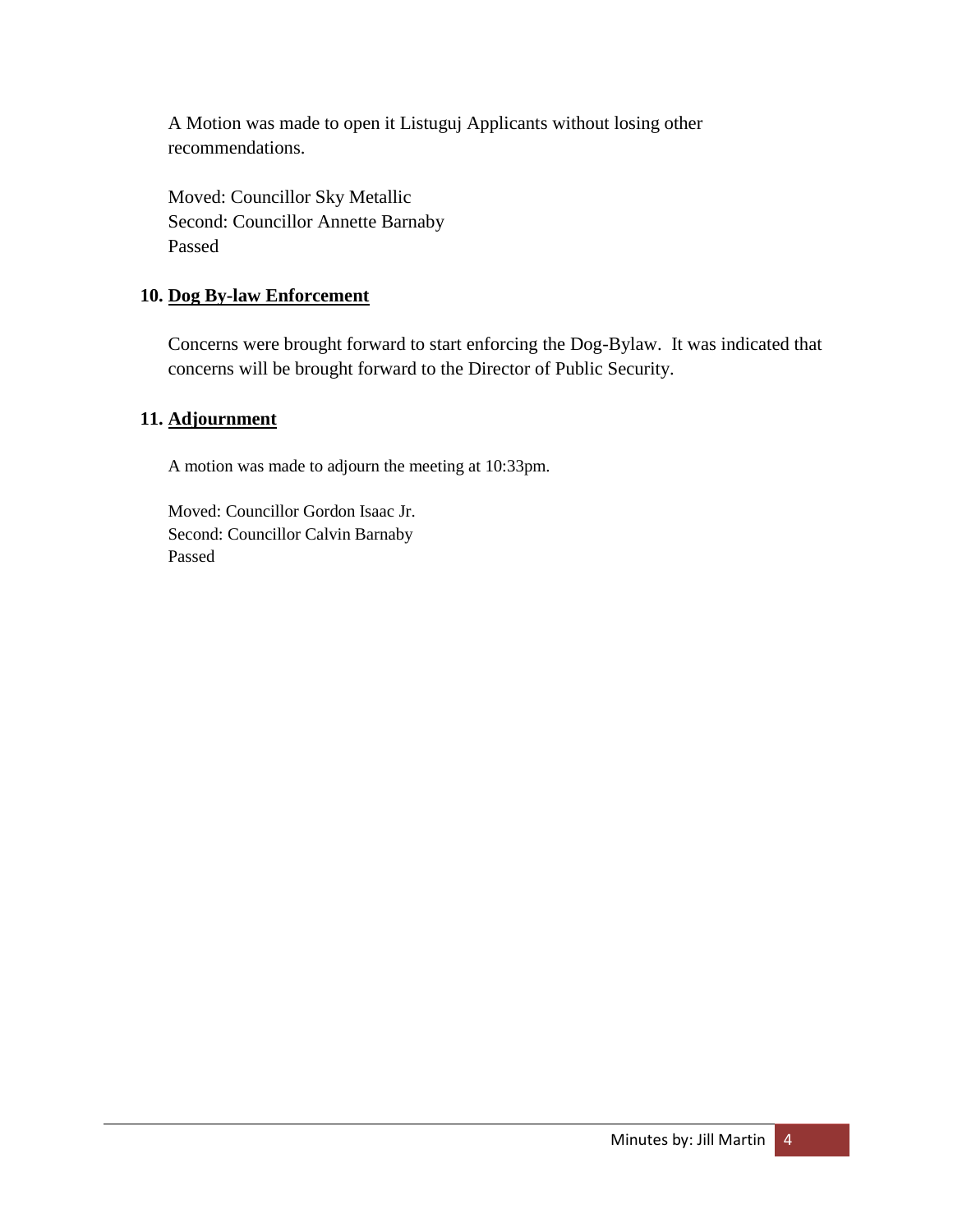A Motion was made to open it Listuguj Applicants without losing other recommendations.

Moved: Councillor Sky Metallic
Second: Councillor Annette Barnaby
Passed

**10. Dog By-law Enforcement**

Concerns were brought forward to start enforcing the Dog-Bylaw. It was indicated that concerns will be brought forward to the Director of Public Security.

**11. Adjournment**

A motion was made to adjourn the meeting at 10:33pm.

Moved: Councillor Gordon Isaac Jr.
Second: Councillor Calvin Barnaby
Passed